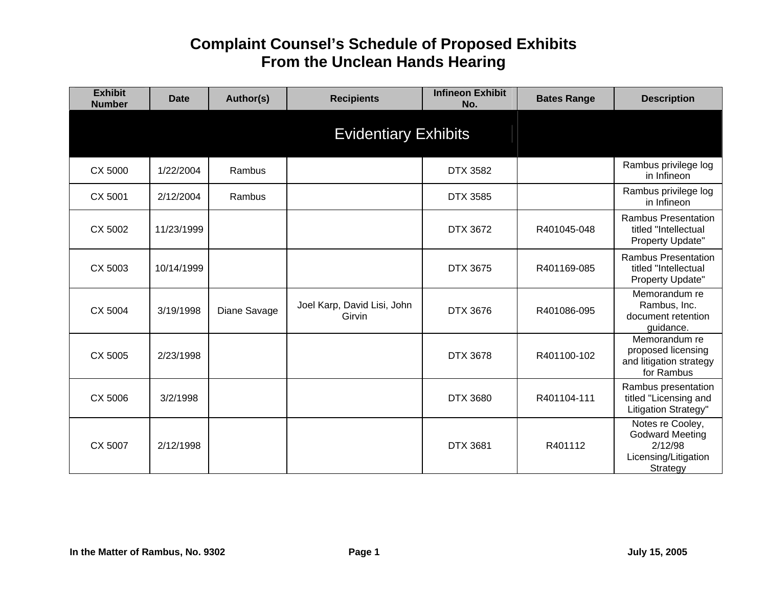# Complaint Counsel's Schedule of Proposed Exhibits From the Unclean Hands Hearing

| Exhibit Number | Date | Author(s) | Recipients | Infineon Exhibit No. | Bates Range | Description |
|---|---|---|---|---|---|---|
| **Evidentiary Exhibits** | | | | | | |
| CX 5000 | 1/22/2004 | Rambus | | DTX 3582 | | Rambus privilege log in Infineon |
| CX 5001 | 2/12/2004 | Rambus | | DTX 3585 | | Rambus privilege log in Infineon |
| CX 5002 | 11/23/1999 | | | DTX 3672 | R401045-048 | Rambus Presentation titled "Intellectual Property Update" |
| CX 5003 | 10/14/1999 | | | DTX 3675 | R401169-085 | Rambus Presentation titled "Intellectual Property Update" |
| CX 5004 | 3/19/1998 | Diane Savage | Joel Karp, David Lisi, John Girvin | DTX 3676 | R401086-095 | Memorandum re Rambus, Inc. document retention guidance. |
| CX 5005 | 2/23/1998 | | | DTX 3678 | R401100-102 | Memorandum re proposed licensing and litigation strategy for Rambus |
| CX 5006 | 3/2/1998 | | | DTX 3680 | R401104-111 | Rambus presentation titled "Licensing and Litigation Strategy" |
| CX 5007 | 2/12/1998 | | | DTX 3681 | R401112 | Notes re Cooley, Godward Meeting 2/12/98 Licensing/Litigation Strategy |

In the Matter of Rambus, No. 9302 — July 15, 2005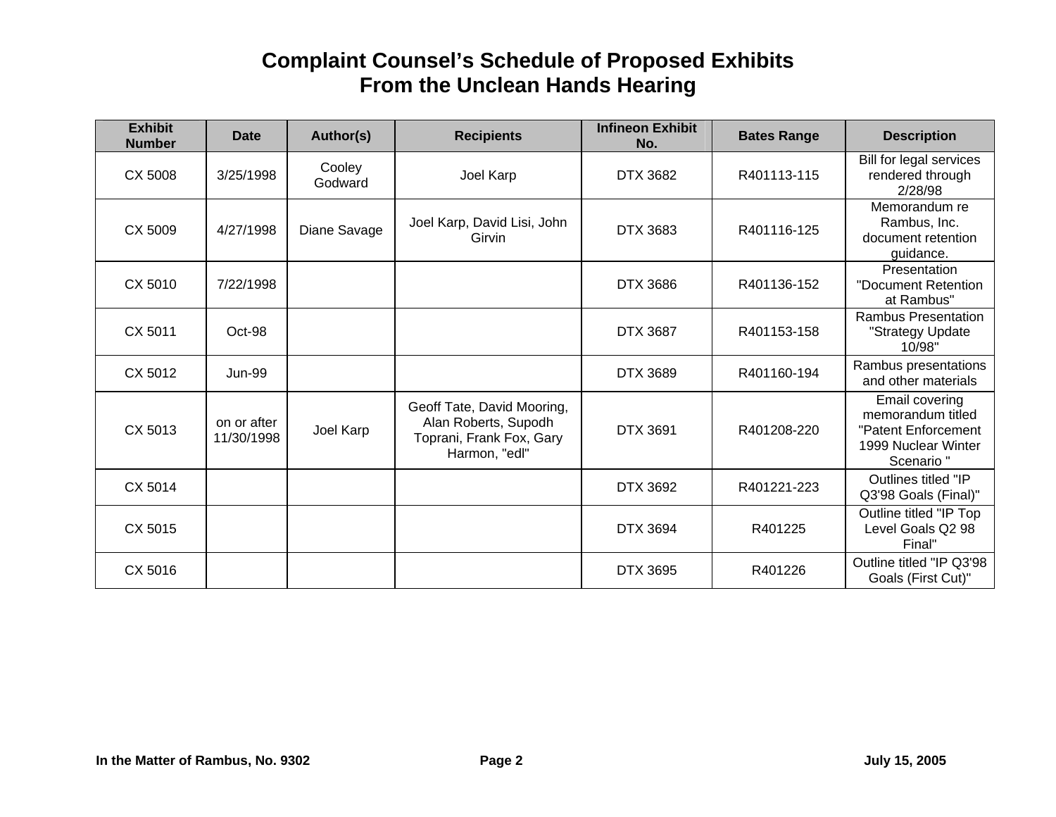# Complaint Counsel's Schedule of Proposed Exhibits From the Unclean Hands Hearing

| Exhibit Number | Date | Author(s) | Recipients | Infineon Exhibit No. | Bates Range | Description |
|---|---|---|---|---|---|---|
| CX 5008 | 3/25/1998 | Cooley Godward | Joel Karp | DTX 3682 | R401113-115 | Bill for legal services rendered through 2/28/98 |
| CX 5009 | 4/27/1998 | Diane Savage | Joel Karp, David Lisi, John Girvin | DTX 3683 | R401116-125 | Memorandum re Rambus, Inc. document retention guidance. |
| CX 5010 | 7/22/1998 | | | DTX 3686 | R401136-152 | Presentation "Document Retention at Rambus" |
| CX 5011 | Oct-98 | | | DTX 3687 | R401153-158 | Rambus Presentation "Strategy Update 10/98" |
| CX 5012 | Jun-99 | | | DTX 3689 | R401160-194 | Rambus presentations and other materials |
| CX 5013 | on or after 11/30/1998 | Joel Karp | Geoff Tate, David Mooring, Alan Roberts, Supodh Toprani, Frank Fox, Gary Harmon, "edl" | DTX 3691 | R401208-220 | Email covering memorandum titled "Patent Enforcement 1999 Nuclear Winter Scenario " |
| CX 5014 | | | | DTX 3692 | R401221-223 | Outlines titled "IP Q3'98 Goals (Final)" |
| CX 5015 | | | | DTX 3694 | R401225 | Outline titled "IP Top Level Goals Q2 98 Final" |
| CX 5016 | | | | DTX 3695 | R401226 | Outline titled "IP Q3'98 Goals (First Cut)" |

In the Matter of Rambus, No. 9302 July 15, 2005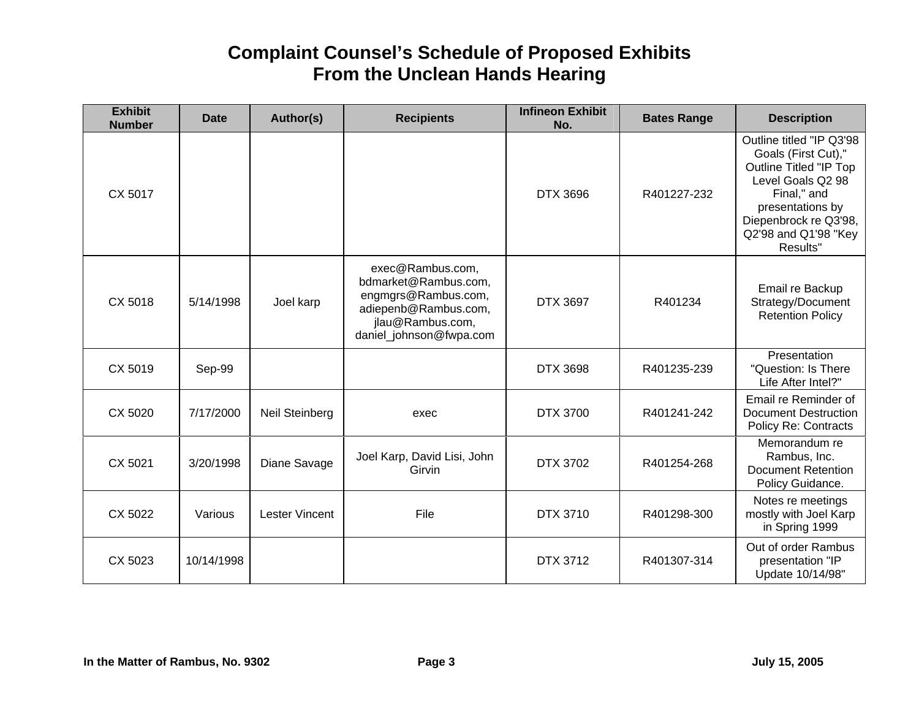# Complaint Counsel's Schedule of Proposed Exhibits From the Unclean Hands Hearing

| Exhibit Number | Date | Author(s) | Recipients | Infineon Exhibit No. | Bates Range | Description |
|---|---|---|---|---|---|---|
| CX 5017 | | | | DTX 3696 | R401227-232 | Outline titled "IP Q3'98 Goals (First Cut)," Outline Titled "IP Top Level Goals Q2 98 Final," and presentations by Diepenbrock re Q3'98, Q2'98 and Q1'98 "Key Results" |
| CX 5018 | 5/14/1998 | Joel karp | exec@Rambus.com, bdmarket@Rambus.com, engmgrs@Rambus.com, adiepenb@Rambus.com, jlau@Rambus.com, daniel_johnson@fwpa.com | DTX 3697 | R401234 | Email re Backup Strategy/Document Retention Policy |
| CX 5019 | Sep-99 | | | DTX 3698 | R401235-239 | Presentation "Question: Is There Life After Intel?" |
| CX 5020 | 7/17/2000 | Neil Steinberg | exec | DTX 3700 | R401241-242 | Email re Reminder of Document Destruction Policy Re: Contracts |
| CX 5021 | 3/20/1998 | Diane Savage | Joel Karp, David Lisi, John Girvin | DTX 3702 | R401254-268 | Memorandum re Rambus, Inc. Document Retention Policy Guidance. |
| CX 5022 | Various | Lester Vincent | File | DTX 3710 | R401298-300 | Notes re meetings mostly with Joel Karp in Spring 1999 |
| CX 5023 | 10/14/1998 | | | DTX 3712 | R401307-314 | Out of order Rambus presentation "IP Update 10/14/98" |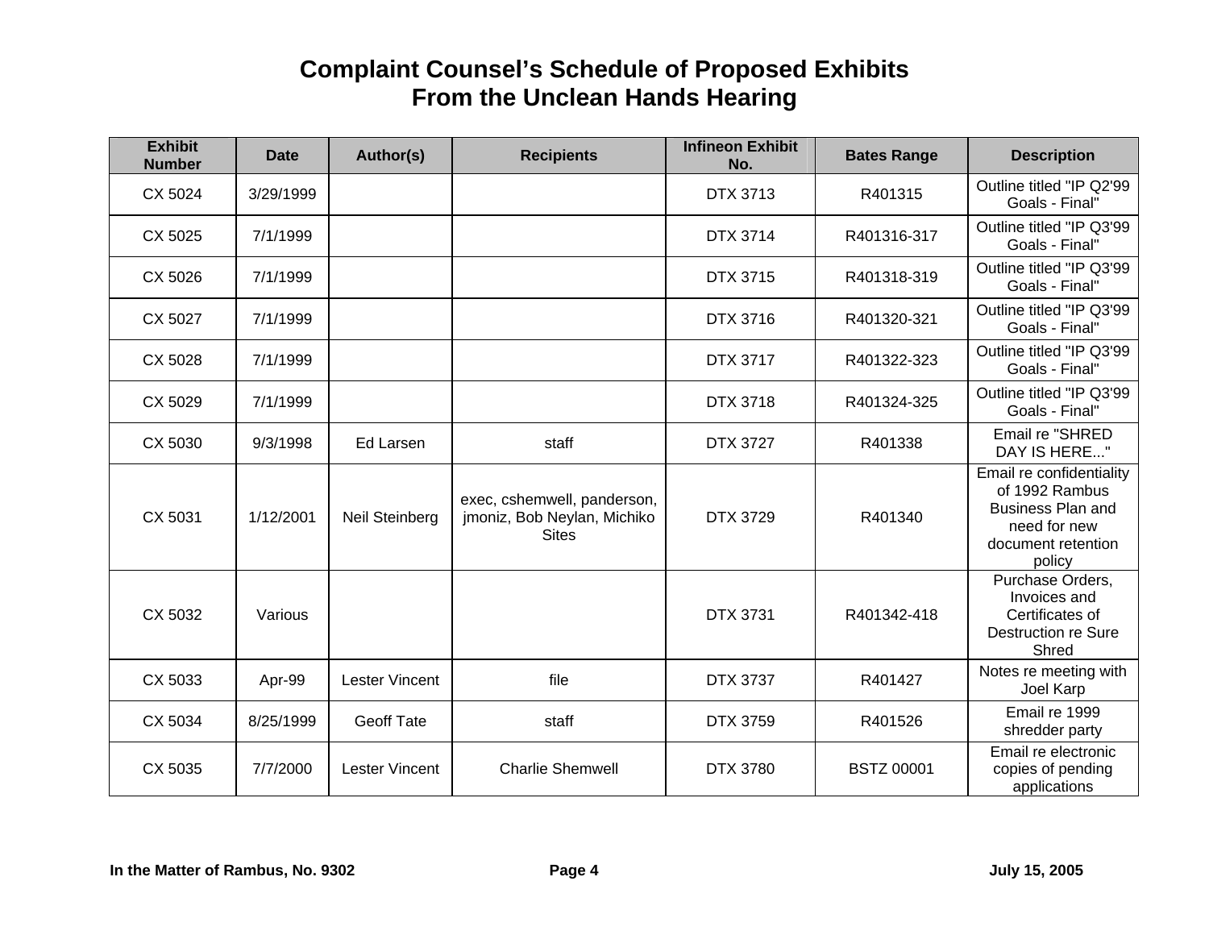# Complaint Counsel's Schedule of Proposed Exhibits From the Unclean Hands Hearing

| Exhibit Number | Date | Author(s) | Recipients | Infineon Exhibit No. | Bates Range | Description |
|---|---|---|---|---|---|---|
| CX 5024 | 3/29/1999 | | | DTX 3713 | R401315 | Outline titled "IP Q2'99 Goals - Final" |
| CX 5025 | 7/1/1999 | | | DTX 3714 | R401316-317 | Outline titled "IP Q3'99 Goals - Final" |
| CX 5026 | 7/1/1999 | | | DTX 3715 | R401318-319 | Outline titled "IP Q3'99 Goals - Final" |
| CX 5027 | 7/1/1999 | | | DTX 3716 | R401320-321 | Outline titled "IP Q3'99 Goals - Final" |
| CX 5028 | 7/1/1999 | | | DTX 3717 | R401322-323 | Outline titled "IP Q3'99 Goals - Final" |
| CX 5029 | 7/1/1999 | | | DTX 3718 | R401324-325 | Outline titled "IP Q3'99 Goals - Final" |
| CX 5030 | 9/3/1998 | Ed Larsen | staff | DTX 3727 | R401338 | Email re "SHRED DAY IS HERE..." |
| CX 5031 | 1/12/2001 | Neil Steinberg | exec, cshemwell, panderson, jmoniz, Bob Neylan, Michiko Sites | DTX 3729 | R401340 | Email re confidentiality of 1992 Rambus Business Plan and need for new document retention policy |
| CX 5032 | Various | | | DTX 3731 | R401342-418 | Purchase Orders, Invoices and Certificates of Destruction re Sure Shred |
| CX 5033 | Apr-99 | Lester Vincent | file | DTX 3737 | R401427 | Notes re meeting with Joel Karp |
| CX 5034 | 8/25/1999 | Geoff Tate | staff | DTX 3759 | R401526 | Email re 1999 shredder party |
| CX 5035 | 7/7/2000 | Lester Vincent | Charlie Shemwell | DTX 3780 | BSTZ 00001 | Email re electronic copies of pending applications |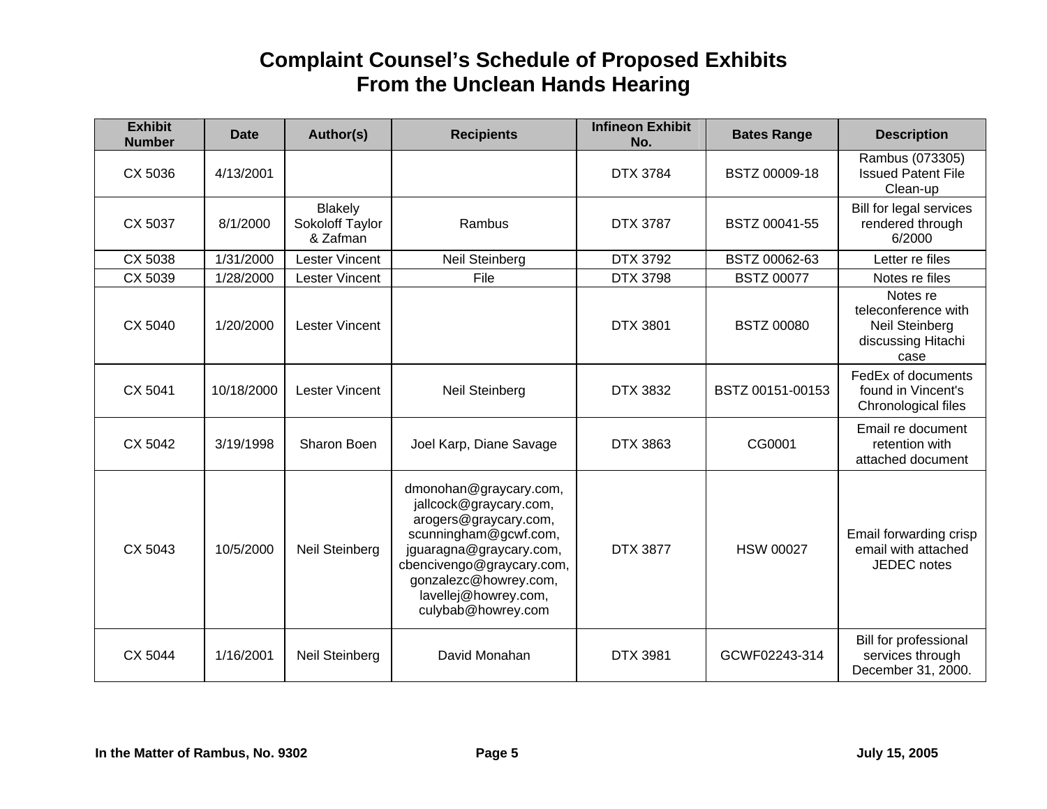# Complaint Counsel's Schedule of Proposed Exhibits From the Unclean Hands Hearing

| Exhibit Number | Date | Author(s) | Recipients | Infineon Exhibit No. | Bates Range | Description |
|---|---|---|---|---|---|---|
| CX 5036 | 4/13/2001 | | | DTX 3784 | BSTZ 00009-18 | Rambus (073305) Issued Patent File Clean-up |
| CX 5037 | 8/1/2000 | Blakely Sokoloff Taylor & Zafman | Rambus | DTX 3787 | BSTZ 00041-55 | Bill for legal services rendered through 6/2000 |
| CX 5038 | 1/31/2000 | Lester Vincent | Neil Steinberg | DTX 3792 | BSTZ 00062-63 | Letter re files |
| CX 5039 | 1/28/2000 | Lester Vincent | File | DTX 3798 | BSTZ 00077 | Notes re files |
| CX 5040 | 1/20/2000 | Lester Vincent | | DTX 3801 | BSTZ 00080 | Notes re teleconference with Neil Steinberg discussing Hitachi case |
| CX 5041 | 10/18/2000 | Lester Vincent | Neil Steinberg | DTX 3832 | BSTZ 00151-00153 | FedEx of documents found in Vincent's Chronological files |
| CX 5042 | 3/19/1998 | Sharon Boen | Joel Karp, Diane Savage | DTX 3863 | CG0001 | Email re document retention with attached document |
| CX 5043 | 10/5/2000 | Neil Steinberg | dmonohan@graycary.com, jallcock@graycary.com, arogers@graycary.com, scunningham@gcwf.com, jguaragna@graycary.com, cbencivengo@graycary.com, gonzalezc@howrey.com, lavellej@howrey.com, culybab@howrey.com | DTX 3877 | HSW 00027 | Email forwarding crisp email with attached JEDEC notes |
| CX 5044 | 1/16/2001 | Neil Steinberg | David Monahan | DTX 3981 | GCWF02243-314 | Bill for professional services through December 31, 2000. |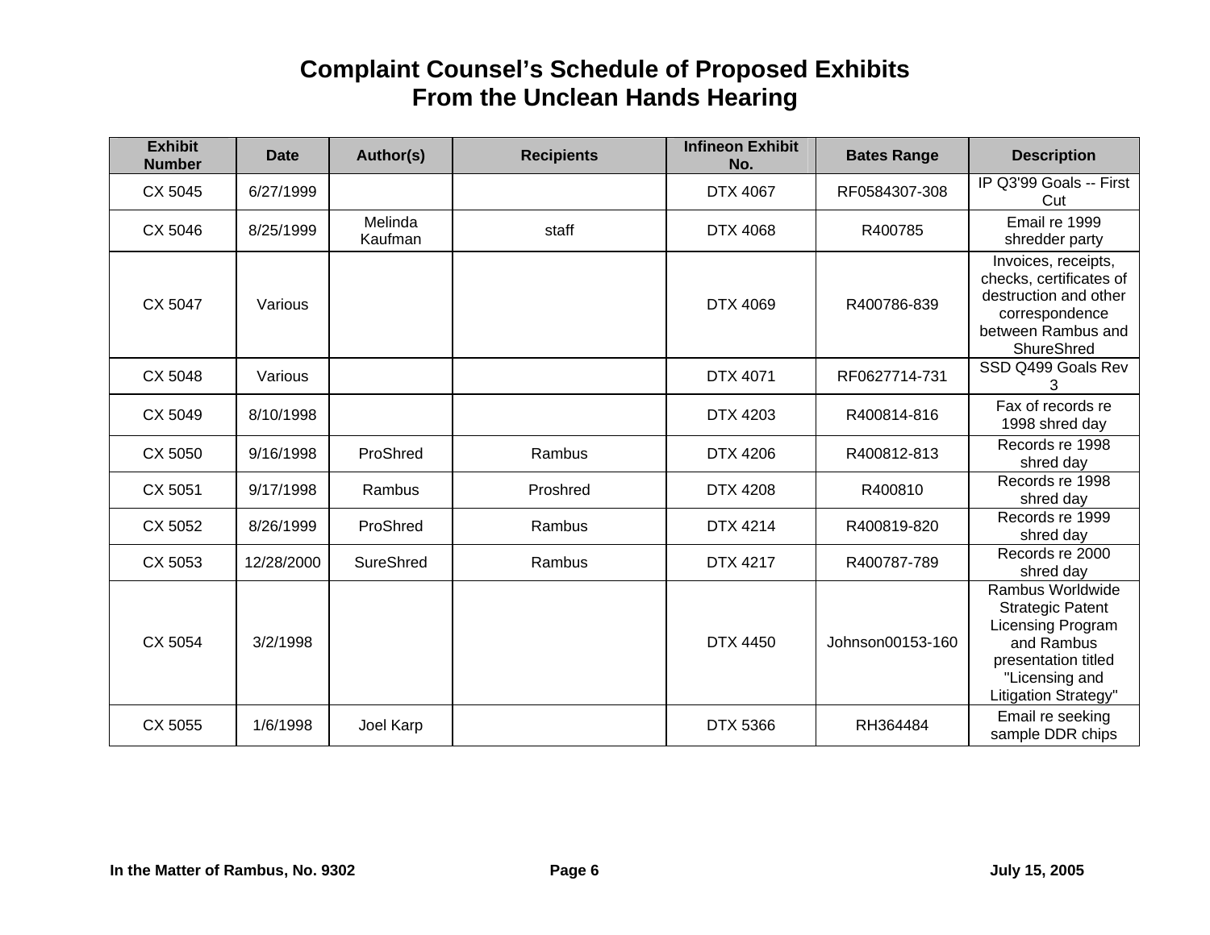# Complaint Counsel's Schedule of Proposed Exhibits From the Unclean Hands Hearing

| Exhibit Number | Date | Author(s) | Recipients | Infineon Exhibit No. | Bates Range | Description |
|---|---|---|---|---|---|---|
| CX 5045 | 6/27/1999 | | | DTX 4067 | RF0584307-308 | IP Q3'99 Goals -- First Cut |
| CX 5046 | 8/25/1999 | Melinda Kaufman | staff | DTX 4068 | R400785 | Email re 1999 shredder party |
| CX 5047 | Various | | | DTX 4069 | R400786-839 | Invoices, receipts, checks, certificates of destruction and other correspondence between Rambus and ShureShred |
| CX 5048 | Various | | | DTX 4071 | RF0627714-731 | SSD Q499 Goals Rev 3 |
| CX 5049 | 8/10/1998 | | | DTX 4203 | R400814-816 | Fax of records re 1998 shred day |
| CX 5050 | 9/16/1998 | ProShred | Rambus | DTX 4206 | R400812-813 | Records re 1998 shred day |
| CX 5051 | 9/17/1998 | Rambus | Proshred | DTX 4208 | R400810 | Records re 1998 shred day |
| CX 5052 | 8/26/1999 | ProShred | Rambus | DTX 4214 | R400819-820 | Records re 1999 shred day |
| CX 5053 | 12/28/2000 | SureShred | Rambus | DTX 4217 | R400787-789 | Records re 2000 shred day |
| CX 5054 | 3/2/1998 | | | DTX 4450 | Johnson00153-160 | Rambus Worldwide Strategic Patent Licensing Program and Rambus presentation titled "Licensing and Litigation Strategy" |
| CX 5055 | 1/6/1998 | Joel Karp | | DTX 5366 | RH364484 | Email re seeking sample DDR chips |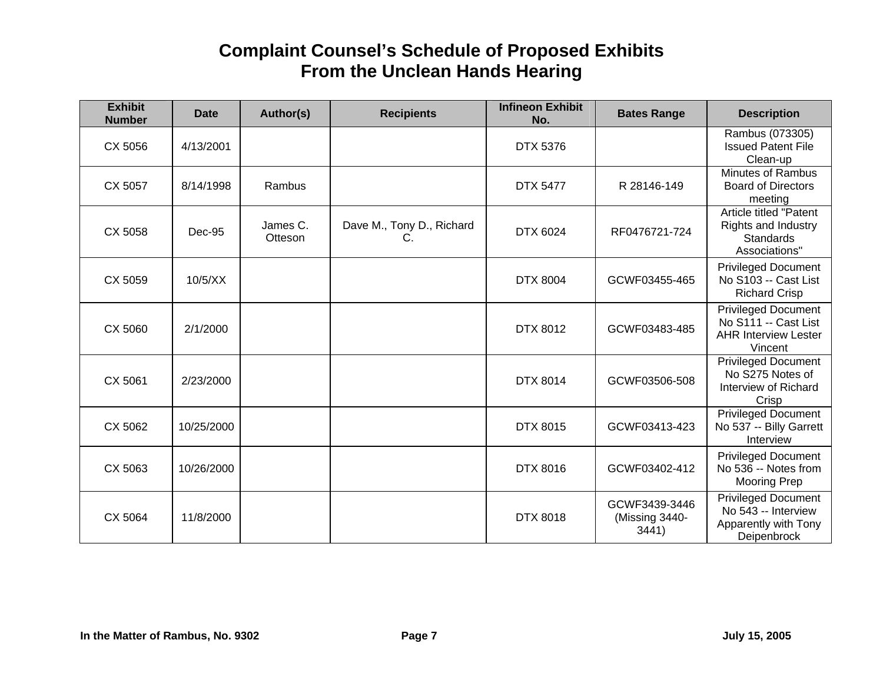# Complaint Counsel's Schedule of Proposed Exhibits From the Unclean Hands Hearing

| Exhibit Number | Date | Author(s) | Recipients | Infineon Exhibit No. | Bates Range | Description |
|---|---|---|---|---|---|---|
| CX 5056 | 4/13/2001 | | | DTX 5376 | | Rambus (073305) Issued Patent File Clean-up |
| CX 5057 | 8/14/1998 | Rambus | | DTX 5477 | R 28146-149 | Minutes of Rambus Board of Directors meeting |
| CX 5058 | Dec-95 | James C. Otteson | Dave M., Tony D., Richard C. | DTX 6024 | RF0476721-724 | Article titled "Patent Rights and Industry Standards Associations" |
| CX 5059 | 10/5/XX | | | DTX 8004 | GCWF03455-465 | Privileged Document No S103 -- Cast List Richard Crisp |
| CX 5060 | 2/1/2000 | | | DTX 8012 | GCWF03483-485 | Privileged Document No S111 -- Cast List AHR Interview Lester Vincent |
| CX 5061 | 2/23/2000 | | | DTX 8014 | GCWF03506-508 | Privileged Document No S275 Notes of Interview of Richard Crisp |
| CX 5062 | 10/25/2000 | | | DTX 8015 | GCWF03413-423 | Privileged Document No 537 -- Billy Garrett Interview |
| CX 5063 | 10/26/2000 | | | DTX 8016 | GCWF03402-412 | Privileged Document No 536 -- Notes from Mooring Prep |
| CX 5064 | 11/8/2000 | | | DTX 8018 | GCWF3439-3446 (Missing 3440-3441) | Privileged Document No 543 -- Interview Apparently with Tony Deipenbrock |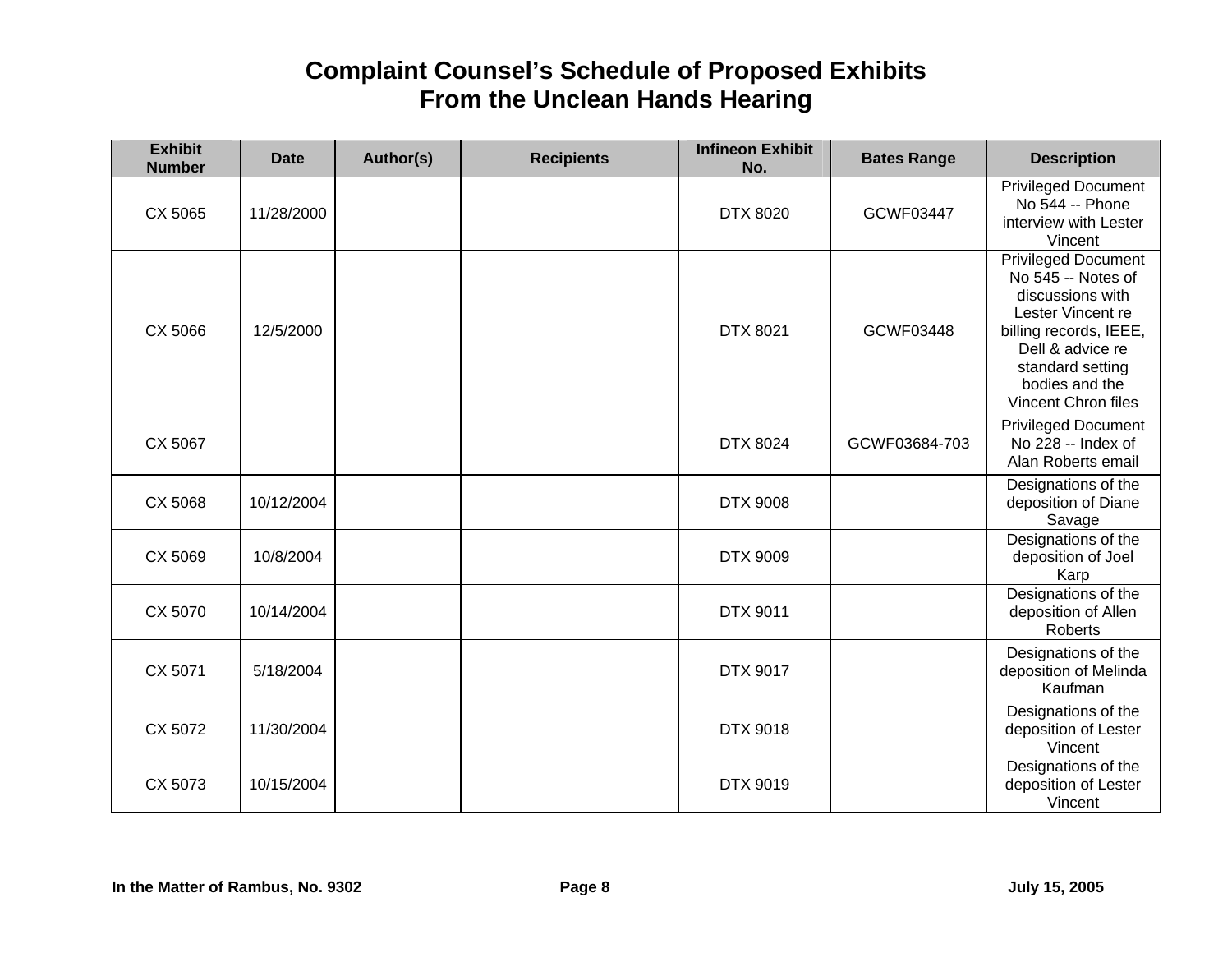# Complaint Counsel's Schedule of Proposed Exhibits From the Unclean Hands Hearing

| Exhibit Number | Date | Author(s) | Recipients | Infineon Exhibit No. | Bates Range | Description |
|---|---|---|---|---|---|---|
| CX 5065 | 11/28/2000 | | | DTX 8020 | GCWF03447 | Privileged Document No 544 -- Phone interview with Lester Vincent |
| CX 5066 | 12/5/2000 | | | DTX 8021 | GCWF03448 | Privileged Document No 545 -- Notes of discussions with Lester Vincent re billing records, IEEE, Dell & advice re standard setting bodies and the Vincent Chron files |
| CX 5067 | | | | DTX 8024 | GCWF03684-703 | Privileged Document No 228 -- Index of Alan Roberts email |
| CX 5068 | 10/12/2004 | | | DTX 9008 | | Designations of the deposition of Diane Savage |
| CX 5069 | 10/8/2004 | | | DTX 9009 | | Designations of the deposition of Joel Karp |
| CX 5070 | 10/14/2004 | | | DTX 9011 | | Designations of the deposition of Allen Roberts |
| CX 5071 | 5/18/2004 | | | DTX 9017 | | Designations of the deposition of Melinda Kaufman |
| CX 5072 | 11/30/2004 | | | DTX 9018 | | Designations of the deposition of Lester Vincent |
| CX 5073 | 10/15/2004 | | | DTX 9019 | | Designations of the deposition of Lester Vincent |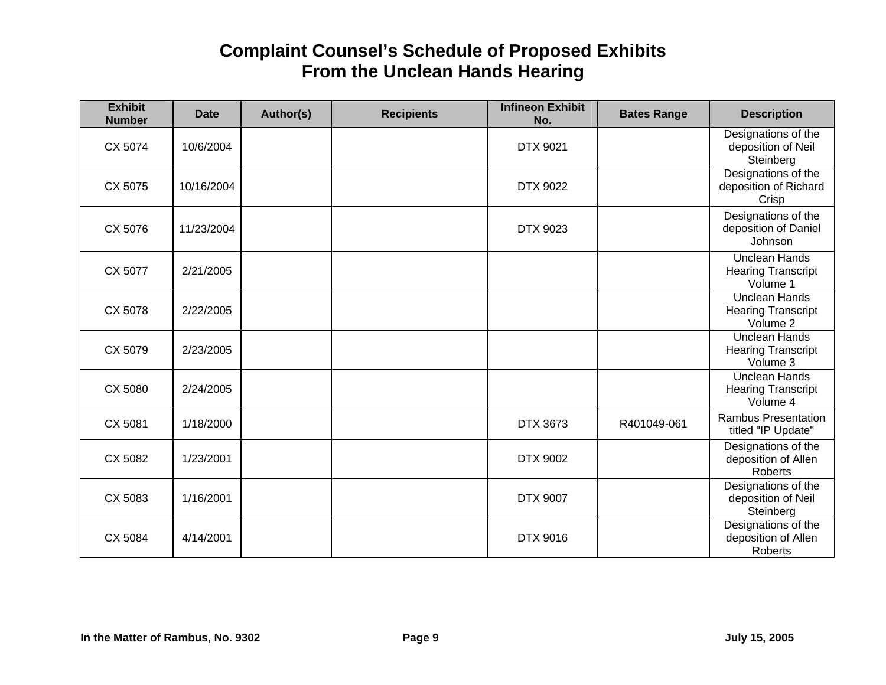# Complaint Counsel's Schedule of Proposed Exhibits From the Unclean Hands Hearing

| Exhibit Number | Date | Author(s) | Recipients | Infineon Exhibit No. | Bates Range | Description |
|---|---|---|---|---|---|---|
| CX 5074 | 10/6/2004 | | | DTX 9021 | | Designations of the deposition of Neil Steinberg |
| CX 5075 | 10/16/2004 | | | DTX 9022 | | Designations of the deposition of Richard Crisp |
| CX 5076 | 11/23/2004 | | | DTX 9023 | | Designations of the deposition of Daniel Johnson |
| CX 5077 | 2/21/2005 | | | | | Unclean Hands Hearing Transcript Volume 1 |
| CX 5078 | 2/22/2005 | | | | | Unclean Hands Hearing Transcript Volume 2 |
| CX 5079 | 2/23/2005 | | | | | Unclean Hands Hearing Transcript Volume 3 |
| CX 5080 | 2/24/2005 | | | | | Unclean Hands Hearing Transcript Volume 4 |
| CX 5081 | 1/18/2000 | | | DTX 3673 | R401049-061 | Rambus Presentation titled "IP Update" |
| CX 5082 | 1/23/2001 | | | DTX 9002 | | Designations of the deposition of Allen Roberts |
| CX 5083 | 1/16/2001 | | | DTX 9007 | | Designations of the deposition of Neil Steinberg |
| CX 5084 | 4/14/2001 | | | DTX 9016 | | Designations of the deposition of Allen Roberts |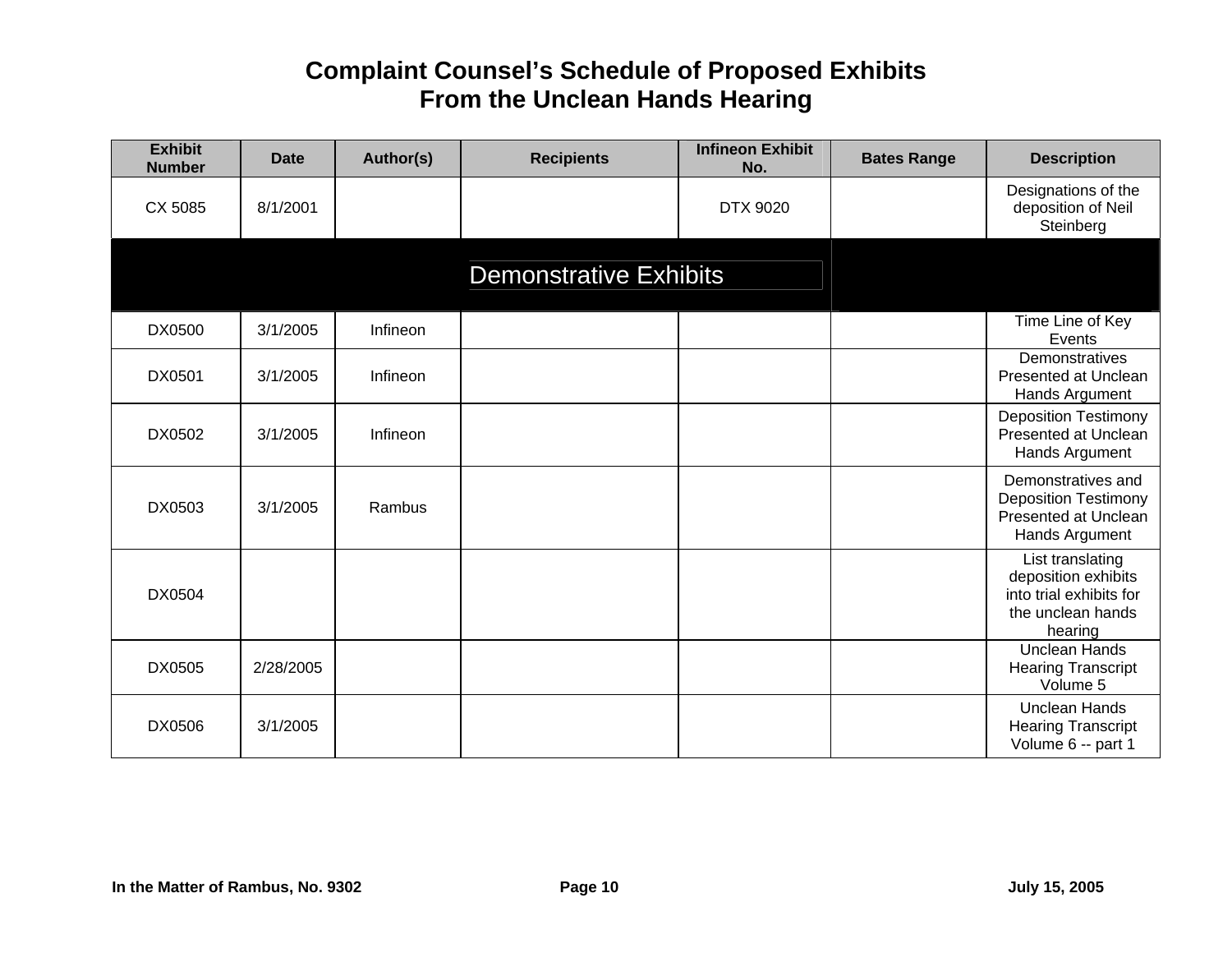# Complaint Counsel's Schedule of Proposed Exhibits From the Unclean Hands Hearing

| Exhibit Number | Date | Author(s) | Recipients | Infineon Exhibit No. | Bates Range | Description |
|---|---|---|---|---|---|---|
| CX 5085 | 8/1/2001 | | | DTX 9020 | | Designations of the deposition of Neil Steinberg |
| **Demonstrative Exhibits** | | | | | | |
| DX0500 | 3/1/2005 | Infineon | | | | Time Line of Key Events |
| DX0501 | 3/1/2005 | Infineon | | | | Demonstratives Presented at Unclean Hands Argument |
| DX0502 | 3/1/2005 | Infineon | | | | Deposition Testimony Presented at Unclean Hands Argument |
| DX0503 | 3/1/2005 | Rambus | | | | Demonstratives and Deposition Testimony Presented at Unclean Hands Argument |
| DX0504 | | | | | | List translating deposition exhibits into trial exhibits for the unclean hands hearing |
| DX0505 | 2/28/2005 | | | | | Unclean Hands Hearing Transcript Volume 5 |
| DX0506 | 3/1/2005 | | | | | Unclean Hands Hearing Transcript Volume 6 -- part 1 |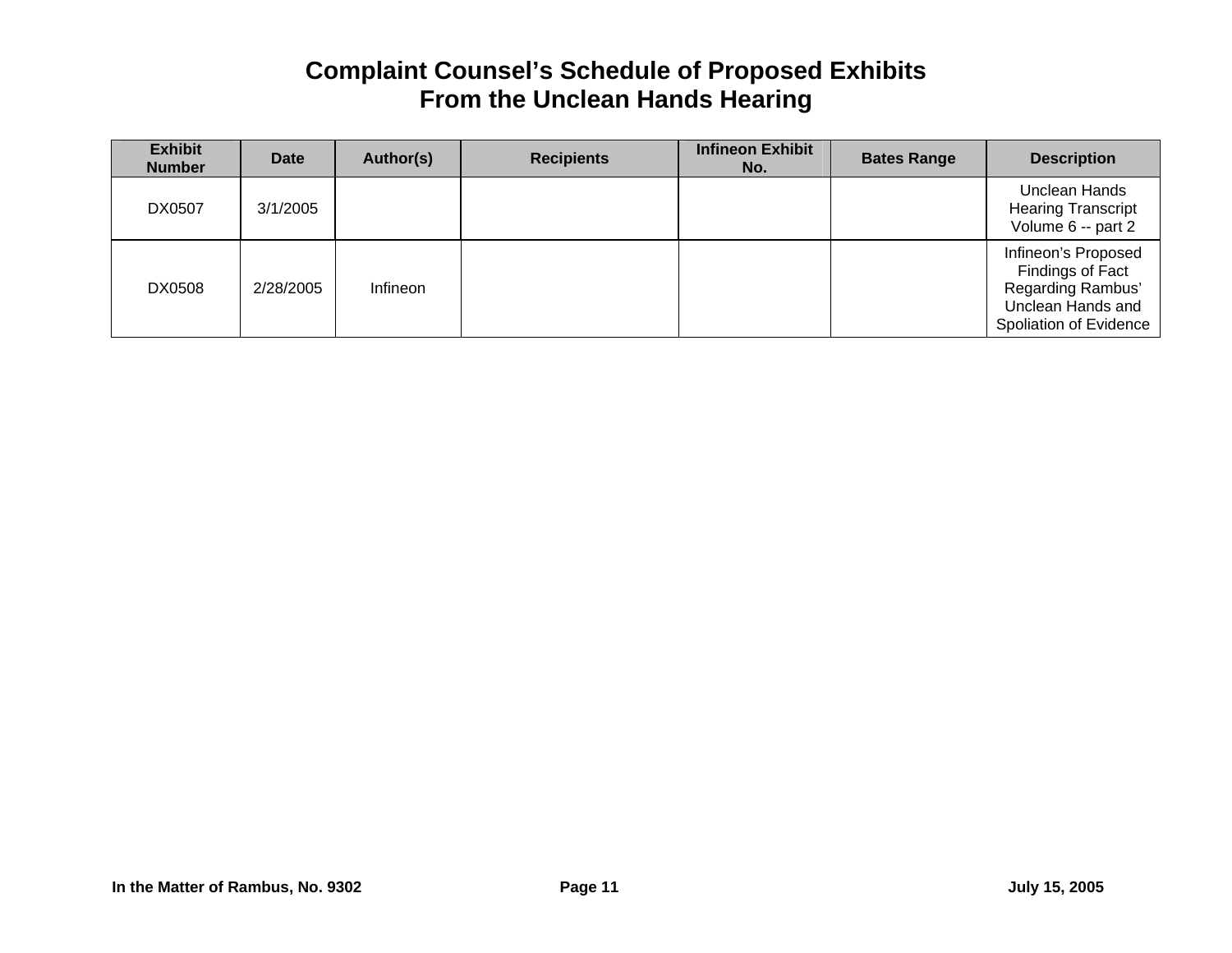# Complaint Counsel's Schedule of Proposed Exhibits From the Unclean Hands Hearing

| Exhibit Number | Date | Author(s) | Recipients | Infineon Exhibit No. | Bates Range | Description |
|---|---|---|---|---|---|---|
| DX0507 | 3/1/2005 | | | | | Unclean Hands Hearing Transcript Volume 6 -- part 2 |
| DX0508 | 2/28/2005 | Infineon | | | | Infineon's Proposed Findings of Fact Regarding Rambus' Unclean Hands and Spoliation of Evidence |